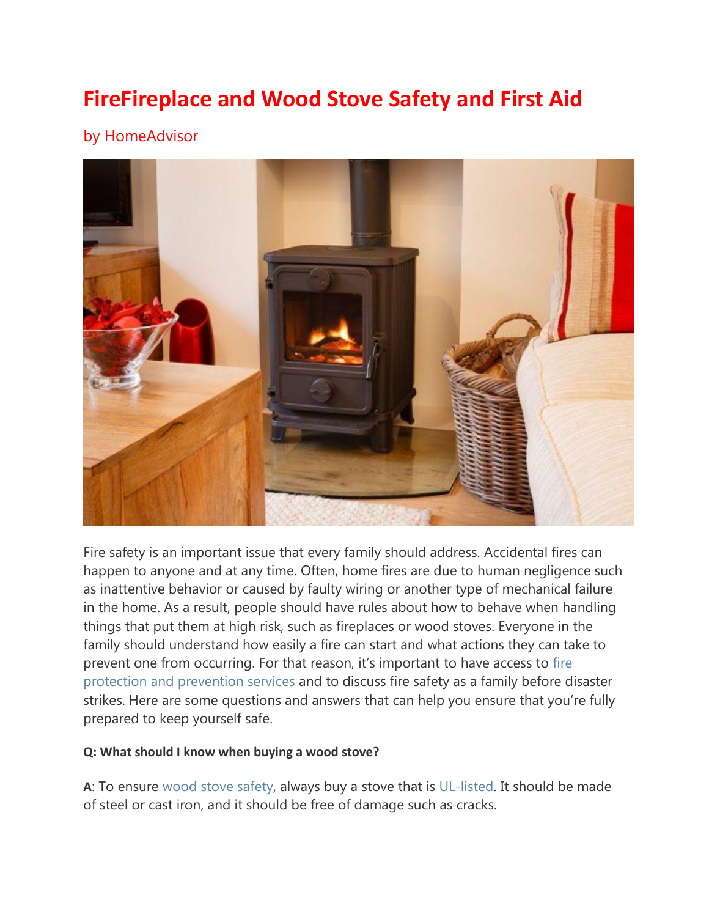# FireFireplace and Wood Stove Safety and First Aid

by HomeAdvisor

Fire safety is an important issue that every family should address. Accidental fires can happen to anyone and at any time. Often, home fires are due to human negligence such as inattentive behavior or caused by faulty wiring or another type of mechanical failure in the home. As a result, people should have rules about how to behave when handling things that put them at high risk, such as fireplaces or wood stoves. Everyone in the family should understand how easily a fire can start and what actions they can take to prevent one from occurring. For that reason, it's important to have access to fire protection and prevention services and to discuss fire safety as a family before disaster strikes. Here are some questions and answers that can help you ensure that you're fully prepared to keep yourself safe.

**Q: What should I know when buying a wood stove?**

**A**: To ensure wood stove safety, always buy a stove that is UL-listed. It should be made of steel or cast iron, and it should be free of damage such as cracks.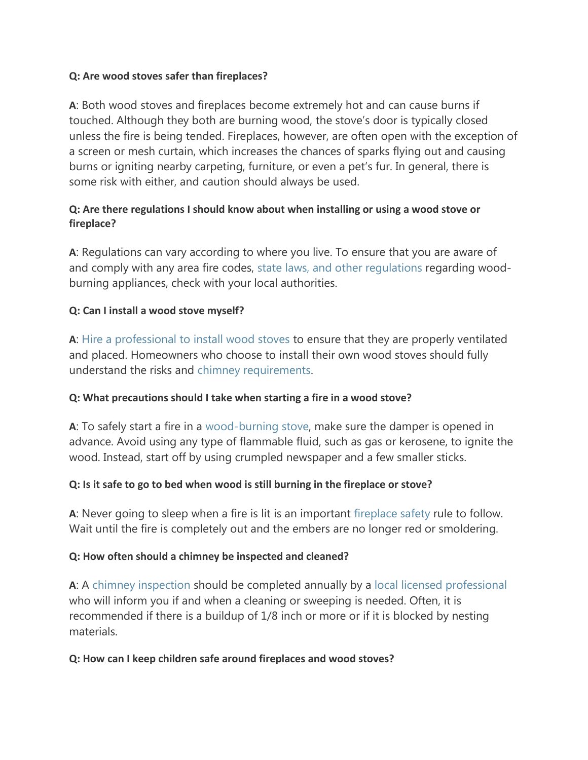**Q: Are wood stoves safer than fireplaces?**

**A**: Both wood stoves and fireplaces become extremely hot and can cause burns if touched. Although they both are burning wood, the stove's door is typically closed unless the fire is being tended. Fireplaces, however, are often open with the exception of a screen or mesh curtain, which increases the chances of sparks flying out and causing burns or igniting nearby carpeting, furniture, or even a pet's fur. In general, there is some risk with either, and caution should always be used.

**Q: Are there regulations I should know about when installing or using a wood stove or fireplace?**

**A**: Regulations can vary according to where you live. To ensure that you are aware of and comply with any area fire codes, state laws, and other regulations regarding wood-burning appliances, check with your local authorities.

**Q: Can I install a wood stove myself?**

**A**: Hire a professional to install wood stoves to ensure that they are properly ventilated and placed. Homeowners who choose to install their own wood stoves should fully understand the risks and chimney requirements.

**Q: What precautions should I take when starting a fire in a wood stove?**

**A**: To safely start a fire in a wood-burning stove, make sure the damper is opened in advance. Avoid using any type of flammable fluid, such as gas or kerosene, to ignite the wood. Instead, start off by using crumpled newspaper and a few smaller sticks.

**Q: Is it safe to go to bed when wood is still burning in the fireplace or stove?**

**A**: Never going to sleep when a fire is lit is an important fireplace safety rule to follow. Wait until the fire is completely out and the embers are no longer red or smoldering.

**Q: How often should a chimney be inspected and cleaned?**

**A**: A chimney inspection should be completed annually by a local licensed professional who will inform you if and when a cleaning or sweeping is needed. Often, it is recommended if there is a buildup of 1/8 inch or more or if it is blocked by nesting materials.

**Q: How can I keep children safe around fireplaces and wood stoves?**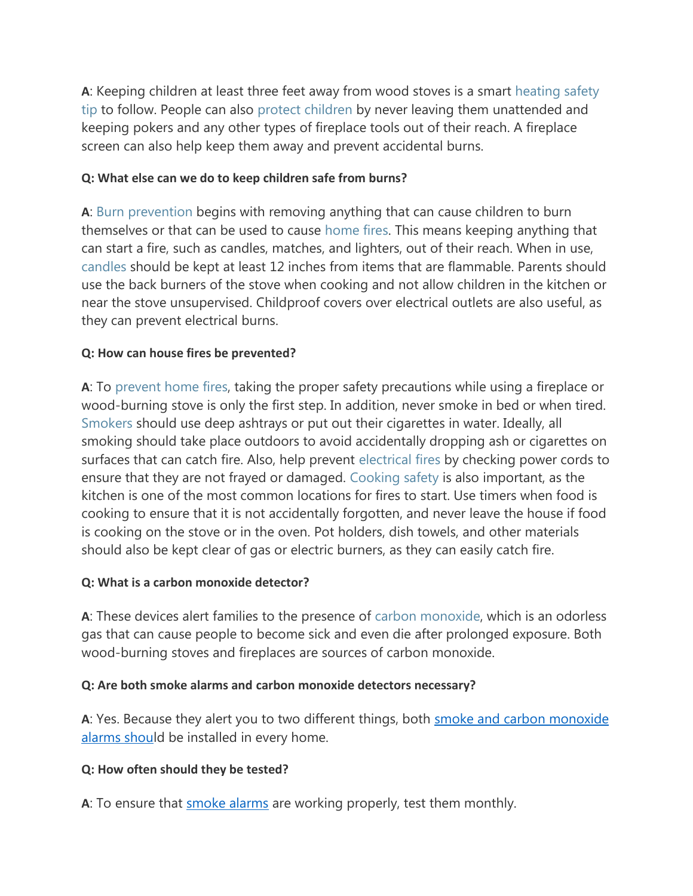**A**: Keeping children at least three feet away from wood stoves is a smart heating safety tip to follow. People can also protect children by never leaving them unattended and keeping pokers and any other types of fireplace tools out of their reach. A fireplace screen can also help keep them away and prevent accidental burns.

**Q: What else can we do to keep children safe from burns?**

**A**: Burn prevention begins with removing anything that can cause children to burn themselves or that can be used to cause home fires. This means keeping anything that can start a fire, such as candles, matches, and lighters, out of their reach. When in use, candles should be kept at least 12 inches from items that are flammable. Parents should use the back burners of the stove when cooking and not allow children in the kitchen or near the stove unsupervised. Childproof covers over electrical outlets are also useful, as they can prevent electrical burns.

**Q: How can house fires be prevented?**

**A**: To prevent home fires, taking the proper safety precautions while using a fireplace or wood-burning stove is only the first step. In addition, never smoke in bed or when tired. Smokers should use deep ashtrays or put out their cigarettes in water. Ideally, all smoking should take place outdoors to avoid accidentally dropping ash or cigarettes on surfaces that can catch fire. Also, help prevent electrical fires by checking power cords to ensure that they are not frayed or damaged. Cooking safety is also important, as the kitchen is one of the most common locations for fires to start. Use timers when food is cooking to ensure that it is not accidentally forgotten, and never leave the house if food is cooking on the stove or in the oven. Pot holders, dish towels, and other materials should also be kept clear of gas or electric burners, as they can easily catch fire.

**Q: What is a carbon monoxide detector?**

**A**: These devices alert families to the presence of carbon monoxide, which is an odorless gas that can cause people to become sick and even die after prolonged exposure. Both wood-burning stoves and fireplaces are sources of carbon monoxide.

**Q: Are both smoke alarms and carbon monoxide detectors necessary?**

**A**: Yes. Because they alert you to two different things, both smoke and carbon monoxide alarms should be installed in every home.

**Q: How often should they be tested?**

**A**: To ensure that smoke alarms are working properly, test them monthly.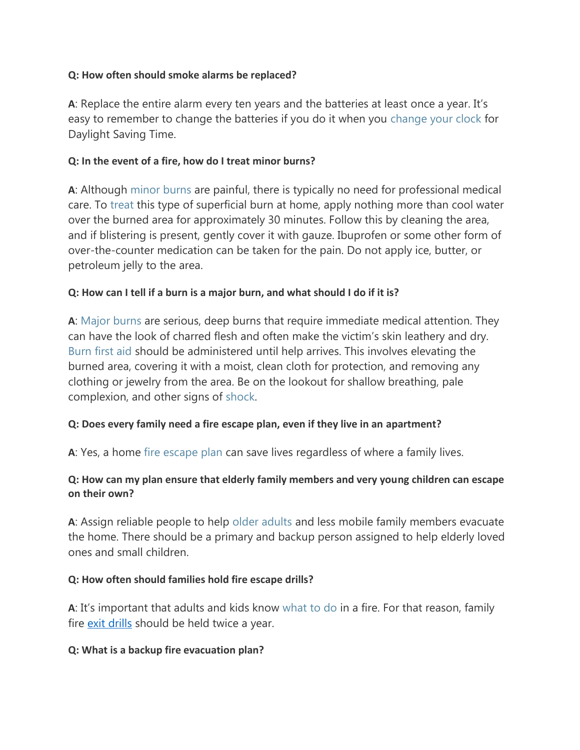**Q: How often should smoke alarms be replaced?**

**A**: Replace the entire alarm every ten years and the batteries at least once a year. It's easy to remember to change the batteries if you do it when you change your clock for Daylight Saving Time.

**Q: In the event of a fire, how do I treat minor burns?**

**A**: Although minor burns are painful, there is typically no need for professional medical care. To treat this type of superficial burn at home, apply nothing more than cool water over the burned area for approximately 30 minutes. Follow this by cleaning the area, and if blistering is present, gently cover it with gauze. Ibuprofen or some other form of over-the-counter medication can be taken for the pain. Do not apply ice, butter, or petroleum jelly to the area.

**Q: How can I tell if a burn is a major burn, and what should I do if it is?**

**A**: Major burns are serious, deep burns that require immediate medical attention. They can have the look of charred flesh and often make the victim's skin leathery and dry. Burn first aid should be administered until help arrives. This involves elevating the burned area, covering it with a moist, clean cloth for protection, and removing any clothing or jewelry from the area. Be on the lookout for shallow breathing, pale complexion, and other signs of shock.

**Q: Does every family need a fire escape plan, even if they live in an apartment?**

**A**: Yes, a home fire escape plan can save lives regardless of where a family lives.

**Q: How can my plan ensure that elderly family members and very young children can escape on their own?**

**A**: Assign reliable people to help older adults and less mobile family members evacuate the home. There should be a primary and backup person assigned to help elderly loved ones and small children.

**Q: How often should families hold fire escape drills?**

**A**: It's important that adults and kids know what to do in a fire. For that reason, family fire exit drills should be held twice a year.

**Q: What is a backup fire evacuation plan?**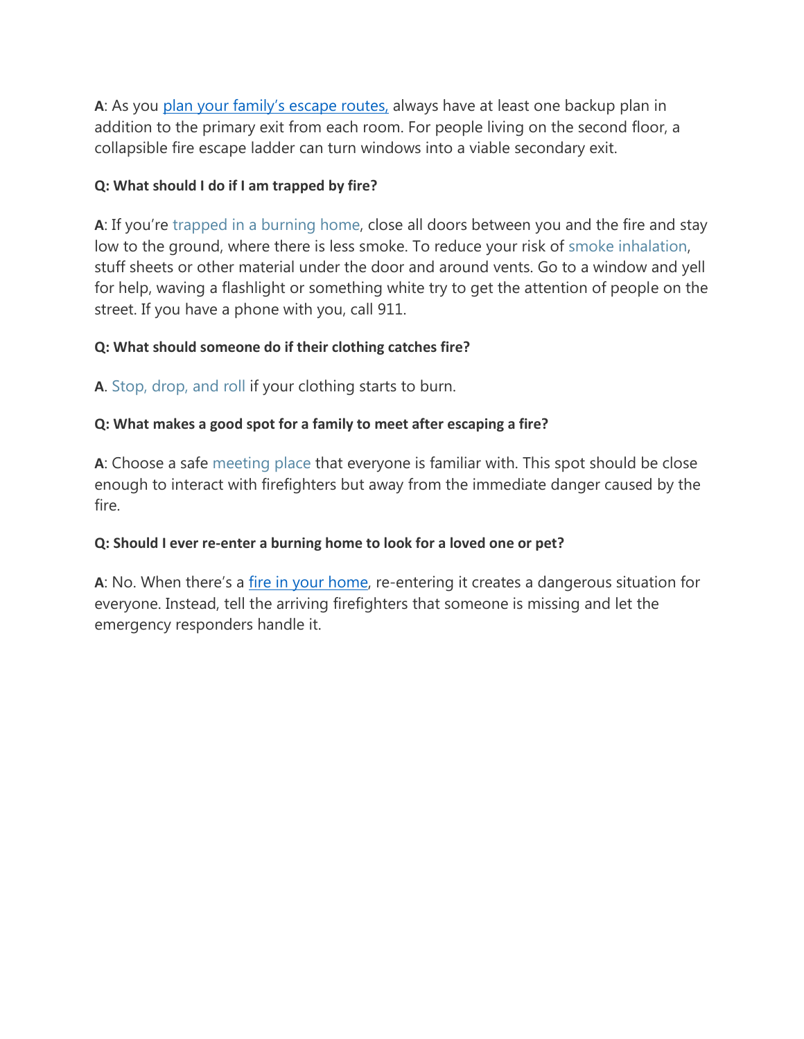**A**: As you plan your family's escape routes, always have at least one backup plan in addition to the primary exit from each room. For people living on the second floor, a collapsible fire escape ladder can turn windows into a viable secondary exit.

**Q: What should I do if I am trapped by fire?**

**A**: If you're trapped in a burning home, close all doors between you and the fire and stay low to the ground, where there is less smoke. To reduce your risk of smoke inhalation, stuff sheets or other material under the door and around vents. Go to a window and yell for help, waving a flashlight or something white try to get the attention of people on the street. If you have a phone with you, call 911.

**Q: What should someone do if their clothing catches fire?**

**A**. Stop, drop, and roll if your clothing starts to burn.

**Q: What makes a good spot for a family to meet after escaping a fire?**

**A**: Choose a safe meeting place that everyone is familiar with. This spot should be close enough to interact with firefighters but away from the immediate danger caused by the fire.

**Q: Should I ever re-enter a burning home to look for a loved one or pet?**

**A**: No. When there's a fire in your home, re-entering it creates a dangerous situation for everyone. Instead, tell the arriving firefighters that someone is missing and let the emergency responders handle it.